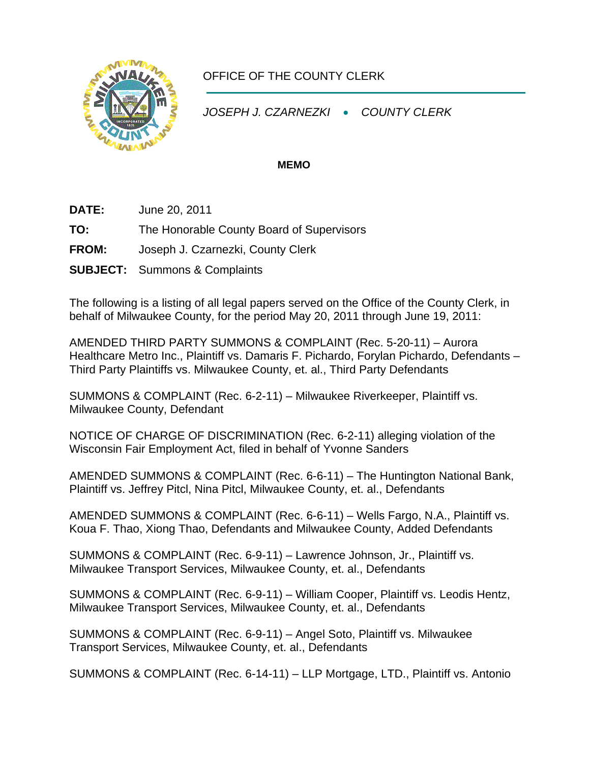OFFICE OF THE COUNTY CLERK

*JOSEPH J. CZARNEZKI • COUNTY CLERK*

**MEMO**

**DATE:** June 20, 2011

**TO:** The Honorable County Board of Supervisors

**FROM:** Joseph J. Czarnezki, County Clerk

**SUBJECT:** Summons & Complaints

The following is a listing of all legal papers served on the Office of the County Clerk, in behalf of Milwaukee County, for the period May 20, 2011 through June 19, 2011:

AMENDED THIRD PARTY SUMMONS & COMPLAINT (Rec. 5-20-11) – Aurora Healthcare Metro Inc., Plaintiff vs. Damaris F. Pichardo, Forylan Pichardo, Defendants – Third Party Plaintiffs vs. Milwaukee County, et. al., Third Party Defendants

SUMMONS & COMPLAINT (Rec. 6-2-11) – Milwaukee Riverkeeper, Plaintiff vs. Milwaukee County, Defendant

NOTICE OF CHARGE OF DISCRIMINATION (Rec. 6-2-11) alleging violation of the Wisconsin Fair Employment Act, filed in behalf of Yvonne Sanders

AMENDED SUMMONS & COMPLAINT (Rec. 6-6-11) – The Huntington National Bank, Plaintiff vs. Jeffrey Pitcl, Nina Pitcl, Milwaukee County, et. al., Defendants

AMENDED SUMMONS & COMPLAINT (Rec. 6-6-11) – Wells Fargo, N.A., Plaintiff vs. Koua F. Thao, Xiong Thao, Defendants and Milwaukee County, Added Defendants

SUMMONS & COMPLAINT (Rec. 6-9-11) – Lawrence Johnson, Jr., Plaintiff vs. Milwaukee Transport Services, Milwaukee County, et. al., Defendants

SUMMONS & COMPLAINT (Rec. 6-9-11) – William Cooper, Plaintiff vs. Leodis Hentz, Milwaukee Transport Services, Milwaukee County, et. al., Defendants

SUMMONS & COMPLAINT (Rec. 6-9-11) – Angel Soto, Plaintiff vs. Milwaukee Transport Services, Milwaukee County, et. al., Defendants

SUMMONS & COMPLAINT (Rec. 6-14-11) – LLP Mortgage, LTD., Plaintiff vs. Antonio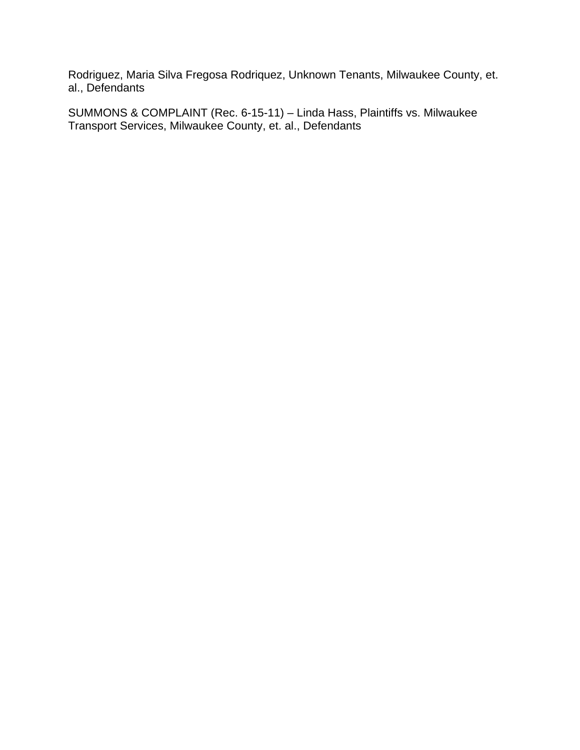Rodriguez, Maria Silva Fregosa Rodriquez, Unknown Tenants, Milwaukee County, et. al., Defendants

SUMMONS & COMPLAINT (Rec. 6-15-11) – Linda Hass, Plaintiffs vs. Milwaukee Transport Services, Milwaukee County, et. al., Defendants